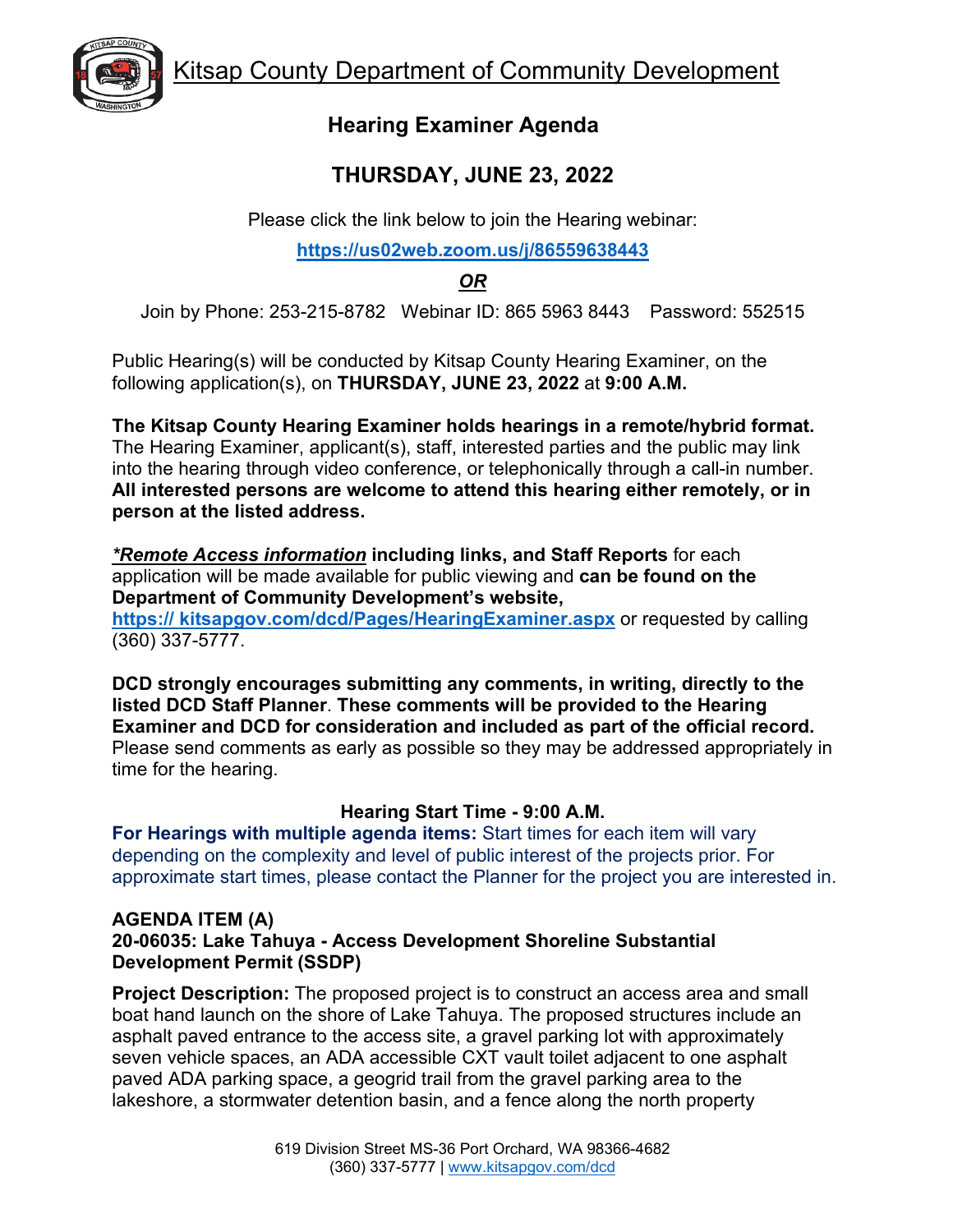# Kitsap County Department of Community Development

## Hearing Examiner Agenda

## THURSDAY, JUNE 23, 2022

Please click the link below to join the Hearing webinar:

**https://us02web.zoom.us/j/86559638443**

***OR***

Join by Phone: 253-215-8782 Webinar ID: 865 5963 8443 Password: 552515

Public Hearing(s) will be conducted by Kitsap County Hearing Examiner, on the following application(s), on **THURSDAY, JUNE 23, 2022** at **9:00 A.M.**

**The Kitsap County Hearing Examiner holds hearings in a remote/hybrid format.** The Hearing Examiner, applicant(s), staff, interested parties and the public may link into the hearing through video conference, or telephonically through a call-in number. **All interested persons are welcome to attend this hearing either remotely, or in person at the listed address.**

***\*Remote Access information* including links, and Staff Reports** for each application will be made available for public viewing and **can be found on the Department of Community Development's website, https:// kitsapgov.com/dcd/Pages/HearingExaminer.aspx** or requested by calling (360) 337-5777.

**DCD strongly encourages submitting any comments, in writing, directly to the listed DCD Staff Planner**. **These comments will be provided to the Hearing Examiner and DCD for consideration and included as part of the official record.** Please send comments as early as possible so they may be addressed appropriately in time for the hearing.

**Hearing Start Time - 9:00 A.M.**

**For Hearings with multiple agenda items:** Start times for each item will vary depending on the complexity and level of public interest of the projects prior. For approximate start times, please contact the Planner for the project you are interested in.

**AGENDA ITEM (A)**
**20-06035: Lake Tahuya - Access Development Shoreline Substantial Development Permit (SSDP)**

**Project Description:** The proposed project is to construct an access area and small boat hand launch on the shore of Lake Tahuya. The proposed structures include an asphalt paved entrance to the access site, a gravel parking lot with approximately seven vehicle spaces, an ADA accessible CXT vault toilet adjacent to one asphalt paved ADA parking space, a geogrid trail from the gravel parking area to the lakeshore, a stormwater detention basin, and a fence along the north property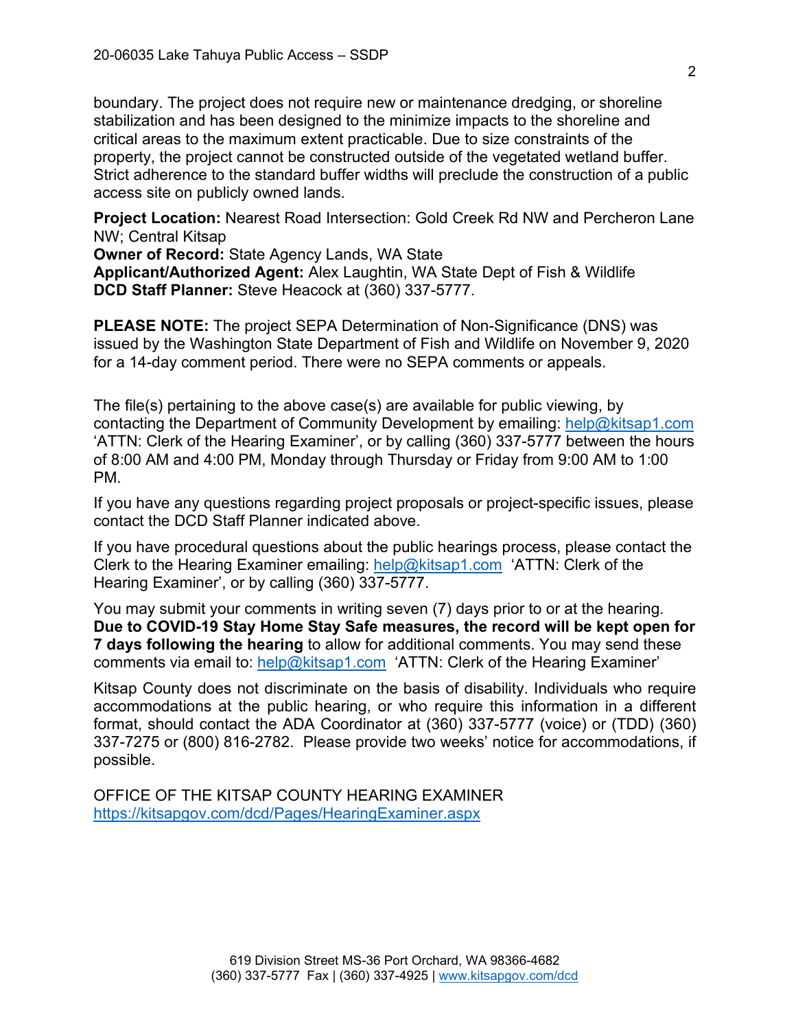boundary. The project does not require new or maintenance dredging, or shoreline stabilization and has been designed to the minimize impacts to the shoreline and critical areas to the maximum extent practicable. Due to size constraints of the property, the project cannot be constructed outside of the vegetated wetland buffer. Strict adherence to the standard buffer widths will preclude the construction of a public access site on publicly owned lands.

**Project Location:** Nearest Road Intersection: Gold Creek Rd NW and Percheron Lane NW; Central Kitsap
**Owner of Record:** State Agency Lands, WA State
**Applicant/Authorized Agent:** Alex Laughtin, WA State Dept of Fish & Wildlife
**DCD Staff Planner:** Steve Heacock at (360) 337-5777.

**PLEASE NOTE:** The project SEPA Determination of Non-Significance (DNS) was issued by the Washington State Department of Fish and Wildlife on November 9, 2020 for a 14-day comment period. There were no SEPA comments or appeals.

The file(s) pertaining to the above case(s) are available for public viewing, by contacting the Department of Community Development by emailing: help@kitsap1.com 'ATTN: Clerk of the Hearing Examiner', or by calling (360) 337-5777 between the hours of 8:00 AM and 4:00 PM, Monday through Thursday or Friday from 9:00 AM to 1:00 PM.

If you have any questions regarding project proposals or project-specific issues, please contact the DCD Staff Planner indicated above.

If you have procedural questions about the public hearings process, please contact the Clerk to the Hearing Examiner emailing: help@kitsap1.com 'ATTN: Clerk of the Hearing Examiner', or by calling (360) 337-5777.

You may submit your comments in writing seven (7) days prior to or at the hearing. **Due to COVID-19 Stay Home Stay Safe measures, the record will be kept open for 7 days following the hearing** to allow for additional comments. You may send these comments via email to: help@kitsap1.com 'ATTN: Clerk of the Hearing Examiner'

Kitsap County does not discriminate on the basis of disability. Individuals who require accommodations at the public hearing, or who require this information in a different format, should contact the ADA Coordinator at (360) 337-5777 (voice) or (TDD) (360) 337-7275 or (800) 816-2782. Please provide two weeks' notice for accommodations, if possible.

OFFICE OF THE KITSAP COUNTY HEARING EXAMINER
https://kitsapgov.com/dcd/Pages/HearingExaminer.aspx

619 Division Street MS-36 Port Orchard, WA 98366-4682
(360) 337-5777 Fax | (360) 337-4925 | www.kitsapgov.com/dcd